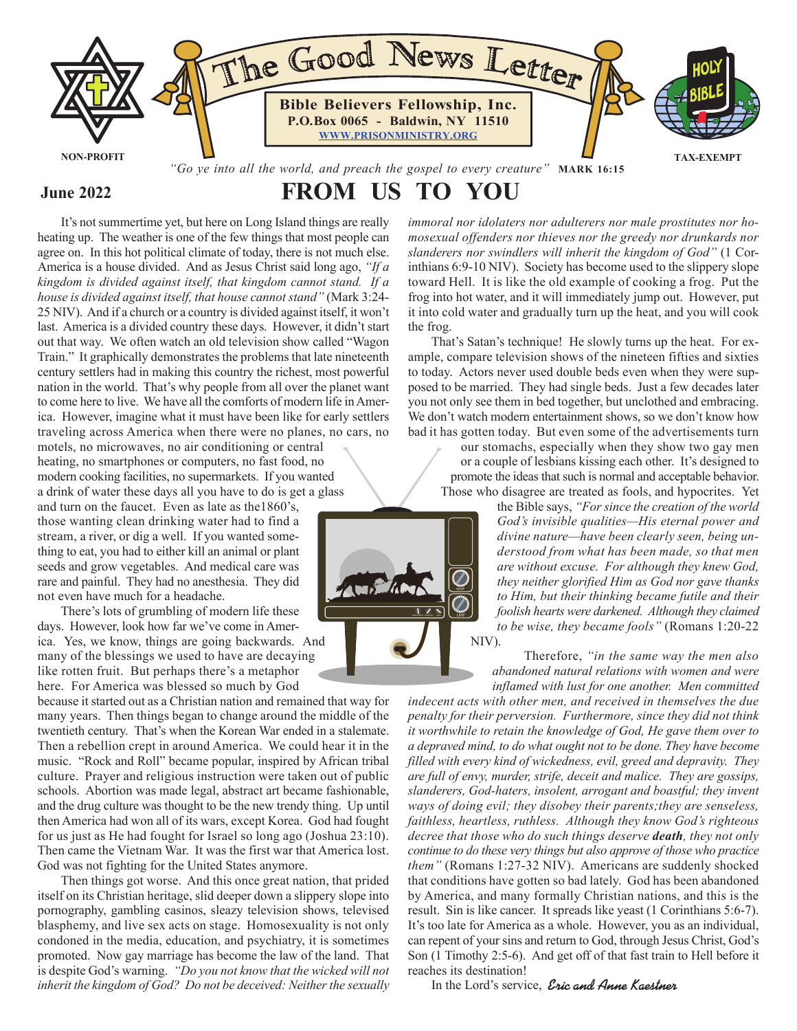# The Good News Letter

**Bible Believers Fellowship, Inc.**
**P.O.Box 0065 - Baldwin, NY 11510**
**WWW.PRISONMINISTRY.ORG**

NON-PROFIT TAX-EXEMPT

*"Go ye into all the world, and preach the gospel to every creature"* **MARK 16:15**

**June 2022**

## FROM US TO YOU

It's not summertime yet, but here on Long Island things are really heating up. The weather is one of the few things that most people can agree on. In this hot political climate of today, there is not much else. America is a house divided. And as Jesus Christ said long ago, *"If a kingdom is divided against itself, that kingdom cannot stand. If a house is divided against itself, that house cannot stand"* (Mark 3:24-25 NIV). And if a church or a country is divided against itself, it won't last. America is a divided country these days. However, it didn't start out that way. We often watch an old television show called "Wagon Train." It graphically demonstrates the problems that late nineteenth century settlers had in making this country the richest, most powerful nation in the world. That's why people from all over the planet want to come here to live. We have all the comforts of modern life in America. However, imagine what it must have been like for early settlers traveling across America when there were no planes, no cars, no motels, no microwaves, no air conditioning or central heating, no smartphones or computers, no fast food, no modern cooking facilities, no supermarkets. If you wanted a drink of water these days all you have to do is get a glass and turn on the faucet. Even as late as the1860's, those wanting clean drinking water had to find a stream, a river, or dig a well. If you wanted something to eat, you had to either kill an animal or plant seeds and grow vegetables. And medical care was rare and painful. They had no anesthesia. They did not even have much for a headache.

There's lots of grumbling of modern life these days. However, look how far we've come in America. Yes, we know, things are going backwards. And many of the blessings we used to have are decaying like rotten fruit. But perhaps there's a metaphor here. For America was blessed so much by God because it started out as a Christian nation and remained that way for many years. Then things began to change around the middle of the twentieth century. That's when the Korean War ended in a stalemate. Then a rebellion crept in around America. We could hear it in the music. "Rock and Roll" became popular, inspired by African tribal culture. Prayer and religious instruction were taken out of public schools. Abortion was made legal, abstract art became fashionable, and the drug culture was thought to be the new trendy thing. Up until then America had won all of its wars, except Korea. God had fought for us just as He had fought for Israel so long ago (Joshua 23:10). Then came the Vietnam War. It was the first war that America lost. God was not fighting for the United States anymore.

Then things got worse. And this once great nation, that prided itself on its Christian heritage, slid deeper down a slippery slope into pornography, gambling casinos, sleazy television shows, televised blasphemy, and live sex acts on stage. Homosexuality is not only condoned in the media, education, and psychiatry, it is sometimes promoted. Now gay marriage has become the law of the land. That is despite God's warning. *"Do you not know that the wicked will not inherit the kingdom of God? Do not be deceived: Neither the sexually immoral nor idolaters nor adulterers nor male prostitutes nor homosexual offenders nor thieves nor the greedy nor drunkards nor slanderers nor swindlers will inherit the kingdom of God"* (1 Corinthians 6:9-10 NIV). Society has become used to the slippery slope toward Hell. It is like the old example of cooking a frog. Put the frog into hot water, and it will immediately jump out. However, put it into cold water and gradually turn up the heat, and you will cook the frog.

That's Satan's technique! He slowly turns up the heat. For example, compare television shows of the nineteen fifties and sixties to today. Actors never used double beds even when they were supposed to be married. They had single beds. Just a few decades later you not only see them in bed together, but unclothed and embracing. We don't watch modern entertainment shows, so we don't know how bad it has gotten today. But even some of the advertisements turn our stomachs, especially when they show two gay men or a couple of lesbians kissing each other. It's designed to promote the ideas that such is normal and acceptable behavior. Those who disagree are treated as fools, and hypocrites. Yet the Bible says, *"For since the creation of the world God's invisible qualities—His eternal power and divine nature—have been clearly seen, being understood from what has been made, so that men are without excuse. For although they knew God, they neither glorified Him as God nor gave thanks to Him, but their thinking became futile and their foolish hearts were darkened. Although they claimed to be wise, they became fools"* (Romans 1:20-22 NIV).

Therefore, *"in the same way the men also abandoned natural relations with women and were inflamed with lust for one another. Men committed indecent acts with other men, and received in themselves the due penalty for their perversion. Furthermore, since they did not think it worthwhile to retain the knowledge of God, He gave them over to a depraved mind, to do what ought not to be done. They have become filled with every kind of wickedness, evil, greed and depravity. They are full of envy, murder, strife, deceit and malice. They are gossips, slanderers, God-haters, insolent, arrogant and boastful; they invent ways of doing evil; they disobey their parents;they are senseless, faithless, heartless, ruthless. Although they know God's righteous decree that those who do such things deserve* ***death****, they not only continue to do these very things but also approve of those who practice them"* (Romans 1:27-32 NIV). Americans are suddenly shocked that conditions have gotten so bad lately. God has been abandoned by America, and many formally Christian nations, and this is the result. Sin is like cancer. It spreads like yeast (1 Corinthians 5:6-7). It's too late for America as a whole. However, you as an individual, can repent of your sins and return to God, through Jesus Christ, God's Son (1 Timothy 2:5-6). And get off of that fast train to Hell before it reaches its destination!

In the Lord's service, *Eric and Anne Kaestner*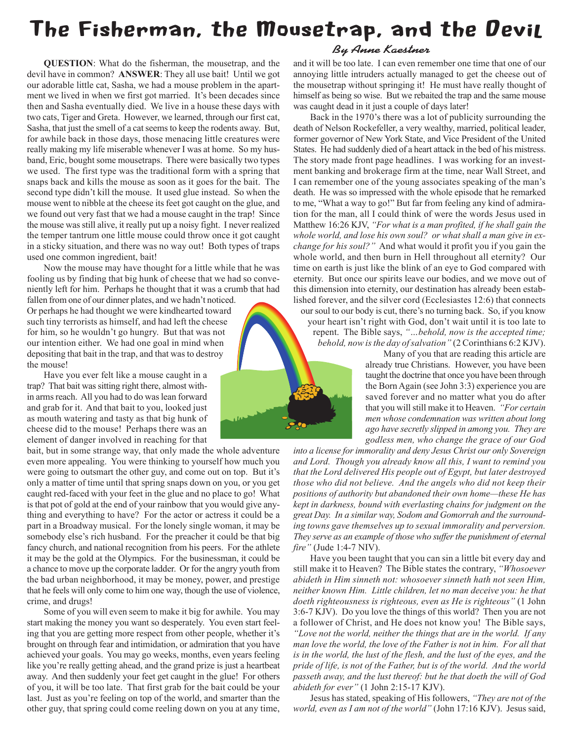# The Fisherman, the Mousetrap, and the Devil

*By Anne Kaestner*

**QUESTION**: What do the fisherman, the mousetrap, and the devil have in common? **ANSWER**: They all use bait! Until we got our adorable little cat, Sasha, we had a mouse problem in the apartment we lived in when we first got married. It's been decades since then and Sasha eventually died. We live in a house these days with two cats, Tiger and Greta. However, we learned, through our first cat, Sasha, that just the smell of a cat seems to keep the rodents away. But, for awhile back in those days, those menacing little creatures were really making my life miserable whenever I was at home. So my husband, Eric, bought some mousetraps. There were basically two types we used. The first type was the traditional form with a spring that snaps back and kills the mouse as soon as it goes for the bait. The second type didn't kill the mouse. It used glue instead. So when the mouse went to nibble at the cheese its feet got caught on the glue, and we found out very fast that we had a mouse caught in the trap! Since the mouse was still alive, it really put up a noisy fight. I never realized the temper tantrum one little mouse could throw once it got caught in a sticky situation, and there was no way out! Both types of traps used one common ingredient, bait!

Now the mouse may have thought for a little while that he was fooling us by finding that big hunk of cheese that we had so conveniently left for him. Perhaps he thought that it was a crumb that had fallen from one of our dinner plates, and we hadn't noticed. Or perhaps he had thought we were kindhearted toward such tiny terrorists as himself, and had left the cheese for him, so he wouldn't go hungry. But that was not our intention either. We had one goal in mind when depositing that bait in the trap, and that was to destroy the mouse!

Have you ever felt like a mouse caught in a trap? That bait was sitting right there, almost within arms reach. All you had to do was lean forward and grab for it. And that bait to you, looked just as mouth watering and tasty as that big hunk of cheese did to the mouse! Perhaps there was an element of danger involved in reaching for that bait, but in some strange way, that only made the whole adventure even more appealing. You were thinking to yourself how much you were going to outsmart the other guy, and come out on top. But it's only a matter of time until that spring snaps down on you, or you get caught red-faced with your feet in the glue and no place to go! What is that pot of gold at the end of your rainbow that you would give anything and everything to have? For the actor or actress it could be a part in a Broadway musical. For the lonely single woman, it may be somebody else's rich husband. For the preacher it could be that big fancy church, and national recognition from his peers. For the athlete it may be the gold at the Olympics. For the businessman, it could be a chance to move up the corporate ladder. Or for the angry youth from the bad urban neighborhood, it may be money, power, and prestige that he feels will only come to him one way, though the use of violence, crime, and drugs!

Some of you will even seem to make it big for awhile. You may start making the money you want so desperately. You even start feeling that you are getting more respect from other people, whether it's brought on through fear and intimidation, or admiration that you have achieved your goals. You may go weeks, months, even years feeling like you're really getting ahead, and the grand prize is just a heartbeat away. And then suddenly your feet get caught in the glue! For others of you, it will be too late. That first grab for the bait could be your last. Just as you're feeling on top of the world, and smarter than the other guy, that spring could come reeling down on you at any time, and it will be too late. I can even remember one time that one of our annoying little intruders actually managed to get the cheese out of the mousetrap without springing it! He must have really thought of himself as being so wise. But we rebaited the trap and the same mouse was caught dead in it just a couple of days later!

Back in the 1970's there was a lot of publicity surrounding the death of Nelson Rockefeller, a very wealthy, married, political leader, former governor of New York State, and Vice President of the United States. He had suddenly died of a heart attack in the bed of his mistress. The story made front page headlines. I was working for an investment banking and brokerage firm at the time, near Wall Street, and I can remember one of the young associates speaking of the man's death. He was so impressed with the whole episode that he remarked to me, "What a way to go!" But far from feeling any kind of admiration for the man, all I could think of were the words Jesus used in Matthew 16:26 KJV, *"For what is a man profited, if he shall gain the whole world, and lose his own soul? or what shall a man give in exchange for his soul?"* And what would it profit you if you gain the whole world, and then burn in Hell throughout all eternity? Our time on earth is just like the blink of an eye to God compared with eternity. But once our spirits leave our bodies, and we move out of this dimension into eternity, our destination has already been established forever, and the silver cord (Ecclesiastes 12:6) that connects our soul to our body is cut, there's no turning back. So, if you know your heart isn't right with God, don't wait until it is too late to repent. The Bible says, *"...behold, now is the accepted time; behold, now is the day of salvation"* (2 Corinthians 6:2 KJV).

Many of you that are reading this article are already true Christians. However, you have been taught the doctrine that once you have been through the Born Again (see John 3:3) experience you are saved forever and no matter what you do after that you will still make it to Heaven. *"For certain men whose condemnation was written about long ago have secretly slipped in among you. They are godless men, who change the grace of our God into a license for immorality and deny Jesus Christ our only Sovereign and Lord. Though you already know all this, I want to remind you that the Lord delivered His people out of Egypt, but later destroyed those who did not believe. And the angels who did not keep their positions of authority but abandoned their own home—these He has kept in darkness, bound with everlasting chains for judgment on the great Day. In a similar way, Sodom and Gomorrah and the surrounding towns gave themselves up to sexual immorality and perversion. They serve as an example of those who suffer the punishment of eternal fire"* (Jude 1:4-7 NIV).

Have you been taught that you can sin a little bit every day and still make it to Heaven? The Bible states the contrary, *"Whosoever abideth in Him sinneth not: whosoever sinneth hath not seen Him, neither known Him. Little children, let no man deceive you: he that doeth righteousness is righteous, even as He is righteous"* (1 John 3:6-7 KJV). Do you love the things of this world? Then you are not a follower of Christ, and He does not know you! The Bible says, *"Love not the world, neither the things that are in the world. If any man love the world, the love of the Father is not in him. For all that is in the world, the lust of the flesh, and the lust of the eyes, and the pride of life, is not of the Father, but is of the world. And the world passeth away, and the lust thereof: but he that doeth the will of God abideth for ever"* (1 John 2:15-17 KJV).

Jesus has stated, speaking of His followers, *"They are not of the world, even as I am not of the world"* (John 17:16 KJV). Jesus said,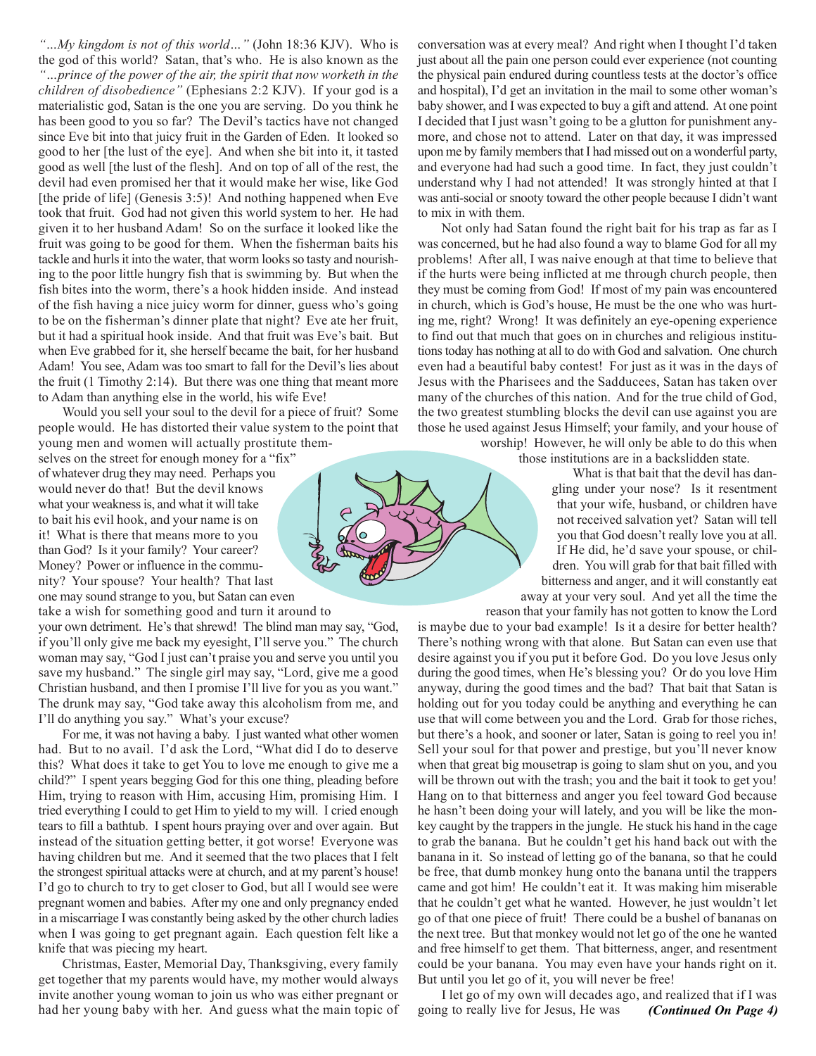*"…My kingdom is not of this world…"* (John 18:36 KJV). Who is the god of this world? Satan, that's who. He is also known as the *"…prince of the power of the air, the spirit that now worketh in the children of disobedience"* (Ephesians 2:2 KJV). If your god is a materialistic god, Satan is the one you are serving. Do you think he has been good to you so far? The Devil's tactics have not changed since Eve bit into that juicy fruit in the Garden of Eden. It looked so good to her [the lust of the eye]. And when she bit into it, it tasted good as well [the lust of the flesh]. And on top of all of the rest, the devil had even promised her that it would make her wise, like God [the pride of life] (Genesis 3:5)! And nothing happened when Eve took that fruit. God had not given this world system to her. He had given it to her husband Adam! So on the surface it looked like the fruit was going to be good for them. When the fisherman baits his tackle and hurls it into the water, that worm looks so tasty and nourishing to the poor little hungry fish that is swimming by. But when the fish bites into the worm, there's a hook hidden inside. And instead of the fish having a nice juicy worm for dinner, guess who's going to be on the fisherman's dinner plate that night? Eve ate her fruit, but it had a spiritual hook inside. And that fruit was Eve's bait. But when Eve grabbed for it, she herself became the bait, for her husband Adam! You see, Adam was too smart to fall for the Devil's lies about the fruit (1 Timothy 2:14). But there was one thing that meant more to Adam than anything else in the world, his wife Eve!

Would you sell your soul to the devil for a piece of fruit? Some people would. He has distorted their value system to the point that young men and women will actually prostitute themselves on the street for enough money for a "fix" of whatever drug they may need. Perhaps you would never do that! But the devil knows what your weakness is, and what it will take to bait his evil hook, and your name is on it! What is there that means more to you than God? Is it your family? Your career? Money? Power or influence in the community? Your spouse? Your health? That last one may sound strange to you, but Satan can even take a wish for something good and turn it around to your own detriment. He's that shrewd! The blind man may say, "God, if you'll only give me back my eyesight, I'll serve you." The church woman may say, "God I just can't praise you and serve you until you save my husband." The single girl may say, "Lord, give me a good Christian husband, and then I promise I'll live for you as you want." The drunk may say, "God take away this alcoholism from me, and I'll do anything you say." What's your excuse?

For me, it was not having a baby. I just wanted what other women had. But to no avail. I'd ask the Lord, "What did I do to deserve this? What does it take to get You to love me enough to give me a child?" I spent years begging God for this one thing, pleading before Him, trying to reason with Him, accusing Him, promising Him. I tried everything I could to get Him to yield to my will. I cried enough tears to fill a bathtub. I spent hours praying over and over again. But instead of the situation getting better, it got worse! Everyone was having children but me. And it seemed that the two places that I felt the strongest spiritual attacks were at church, and at my parent's house! I'd go to church to try to get closer to God, but all I would see were pregnant women and babies. After my one and only pregnancy ended in a miscarriage I was constantly being asked by the other church ladies when I was going to get pregnant again. Each question felt like a knife that was piecing my heart.

Christmas, Easter, Memorial Day, Thanksgiving, every family get together that my parents would have, my mother would always invite another young woman to join us who was either pregnant or had her young baby with her. And guess what the main topic of conversation was at every meal? And right when I thought I'd taken just about all the pain one person could ever experience (not counting the physical pain endured during countless tests at the doctor's office and hospital), I'd get an invitation in the mail to some other woman's baby shower, and I was expected to buy a gift and attend. At one point I decided that I just wasn't going to be a glutton for punishment anymore, and chose not to attend. Later on that day, it was impressed upon me by family members that I had missed out on a wonderful party, and everyone had had such a good time. In fact, they just couldn't understand why I had not attended! It was strongly hinted at that I was anti-social or snooty toward the other people because I didn't want to mix in with them.

Not only had Satan found the right bait for his trap as far as I was concerned, but he had also found a way to blame God for all my problems! After all, I was naive enough at that time to believe that if the hurts were being inflicted at me through church people, then they must be coming from God! If most of my pain was encountered in church, which is God's house, He must be the one who was hurting me, right? Wrong! It was definitely an eye-opening experience to find out that much that goes on in churches and religious institutions today has nothing at all to do with God and salvation. One church even had a beautiful baby contest! For just as it was in the days of Jesus with the Pharisees and the Sadducees, Satan has taken over many of the churches of this nation. And for the true child of God, the two greatest stumbling blocks the devil can use against you are those he used against Jesus Himself; your family, and your house of worship! However, he will only be able to do this when those institutions are in a backslidden state.

What is that bait that the devil has dangling under your nose? Is it resentment that your wife, husband, or children have not received salvation yet? Satan will tell you that God doesn't really love you at all. If He did, he'd save your spouse, or children. You will grab for that bait filled with bitterness and anger, and it will constantly eat away at your very soul. And yet all the time the reason that your family has not gotten to know the Lord is maybe due to your bad example! Is it a desire for better health? There's nothing wrong with that alone. But Satan can even use that desire against you if you put it before God. Do you love Jesus only during the good times, when He's blessing you? Or do you love Him anyway, during the good times and the bad? That bait that Satan is holding out for you today could be anything and everything he can use that will come between you and the Lord. Grab for those riches, but there's a hook, and sooner or later, Satan is going to reel you in! Sell your soul for that power and prestige, but you'll never know when that great big mousetrap is going to slam shut on you, and you will be thrown out with the trash; you and the bait it took to get you! Hang on to that bitterness and anger you feel toward God because he hasn't been doing your will lately, and you will be like the monkey caught by the trappers in the jungle. He stuck his hand in the cage to grab the banana. But he couldn't get his hand back out with the banana in it. So instead of letting go of the banana, so that he could be free, that dumb monkey hung onto the banana until the trappers came and got him! He couldn't eat it. It was making him miserable that he couldn't get what he wanted. However, he just wouldn't let go of that one piece of fruit! There could be a bushel of bananas on the next tree. But that monkey would not let go of the one he wanted and free himself to get them. That bitterness, anger, and resentment could be your banana. You may even have your hands right on it. But until you let go of it, you will never be free!

I let go of my own will decades ago, and realized that if I was going to really live for Jesus, He was ***(Continued On Page 4)***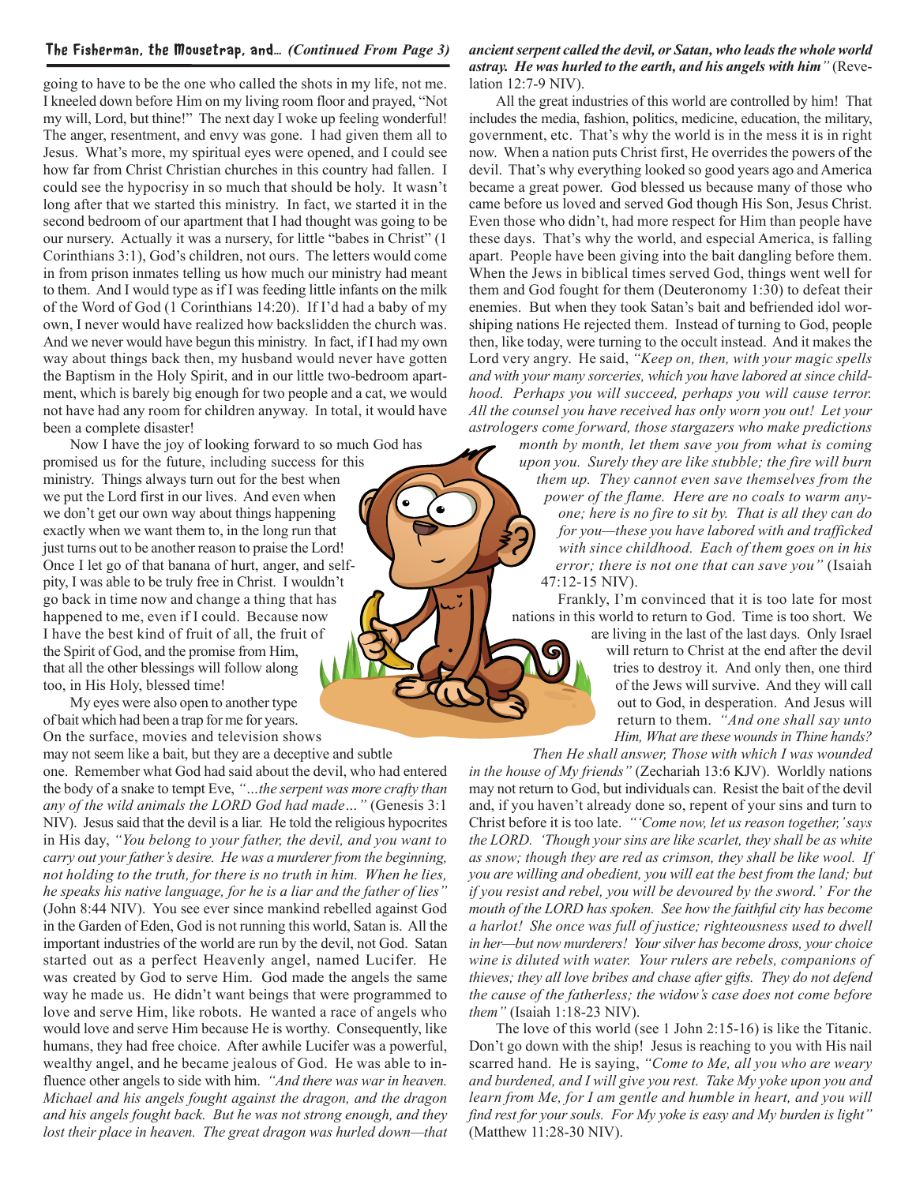**The Fisherman, the Mousetrap, and...** *(Continued From Page 3)*

going to have to be the one who called the shots in my life, not me. I kneeled down before Him on my living room floor and prayed, "Not my will, Lord, but thine!" The next day I woke up feeling wonderful! The anger, resentment, and envy was gone. I had given them all to Jesus. What's more, my spiritual eyes were opened, and I could see how far from Christ Christian churches in this country had fallen. I could see the hypocrisy in so much that should be holy. It wasn't long after that we started this ministry. In fact, we started it in the second bedroom of our apartment that I had thought was going to be our nursery. Actually it was a nursery, for little "babes in Christ" (1 Corinthians 3:1), God's children, not ours. The letters would come in from prison inmates telling us how much our ministry had meant to them. And I would type as if I was feeding little infants on the milk of the Word of God (1 Corinthians 14:20). If I'd had a baby of my own, I never would have realized how backslidden the church was. And we never would have begun this ministry. In fact, if I had my own way about things back then, my husband would never have gotten the Baptism in the Holy Spirit, and in our little two-bedroom apartment, which is barely big enough for two people and a cat, we would not have had any room for children anyway. In total, it would have been a complete disaster!

Now I have the joy of looking forward to so much God has promised us for the future, including success for this ministry. Things always turn out for the best when we put the Lord first in our lives. And even when we don't get our own way about things happening exactly when we want them to, in the long run that just turns out to be another reason to praise the Lord! Once I let go of that banana of hurt, anger, and self-pity, I was able to be truly free in Christ. I wouldn't go back in time now and change a thing that has happened to me, even if I could. Because now I have the best kind of fruit of all, the fruit of the Spirit of God, and the promise from Him, that all the other blessings will follow along too, in His Holy, blessed time!

My eyes were also open to another type of bait which had been a trap for me for years. On the surface, movies and television shows may not seem like a bait, but they are a deceptive and subtle one. Remember what God had said about the devil, who had entered the body of a snake to tempt Eve, *"...the serpent was more crafty than any of the wild animals the LORD God had made..."* (Genesis 3:1 NIV). Jesus said that the devil is a liar. He told the religious hypocrites in His day, *"You belong to your father, the devil, and you want to carry out your father's desire. He was a murderer from the beginning, not holding to the truth, for there is no truth in him. When he lies, he speaks his native language, for he is a liar and the father of lies"* (John 8:44 NIV). You see ever since mankind rebelled against God in the Garden of Eden, God is not running this world, Satan is. All the important industries of the world are run by the devil, not God. Satan started out as a perfect Heavenly angel, named Lucifer. He was created by God to serve Him. God made the angels the same way he made us. He didn't want beings that were programmed to love and serve Him, like robots. He wanted a race of angels who would love and serve Him because He is worthy. Consequently, like humans, they had free choice. After awhile Lucifer was a powerful, wealthy angel, and he became jealous of God. He was able to influence other angels to side with him. *"And there was war in heaven. Michael and his angels fought against the dragon, and the dragon and his angels fought back. But he was not strong enough, and they lost their place in heaven. The great dragon was hurled down—that **ancient serpent called the devil, or Satan, who leads the whole world astray. He was hurled to the earth, and his angels with him**"* (Revelation 12:7-9 NIV).

All the great industries of this world are controlled by him! That includes the media, fashion, politics, medicine, education, the military, government, etc. That's why the world is in the mess it is in right now. When a nation puts Christ first, He overrides the powers of the devil. That's why everything looked so good years ago and America became a great power. God blessed us because many of those who came before us loved and served God though His Son, Jesus Christ. Even those who didn't, had more respect for Him than people have these days. That's why the world, and especial America, is falling apart. People have been giving into the bait dangling before them. When the Jews in biblical times served God, things went well for them and God fought for them (Deuteronomy 1:30) to defeat their enemies. But when they took Satan's bait and befriended idol worshiping nations He rejected them. Instead of turning to God, people then, like today, were turning to the occult instead. And it makes the Lord very angry. He said, *"Keep on, then, with your magic spells and with your many sorceries, which you have labored at since childhood. Perhaps you will succeed, perhaps you will cause terror. All the counsel you have received has only worn you out! Let your astrologers come forward, those stargazers who make predictions month by month, let them save you from what is coming upon you. Surely they are like stubble; the fire will burn them up. They cannot even save themselves from the power of the flame. Here are no coals to warm anyone; here is no fire to sit by. That is all they can do for you—these you have labored with and trafficked with since childhood. Each of them goes on in his error; there is not one that can save you"* (Isaiah 47:12-15 NIV).

Frankly, I'm convinced that it is too late for most nations in this world to return to God. Time is too short. We are living in the last of the last days. Only Israel will return to Christ at the end after the devil tries to destroy it. And only then, one third of the Jews will survive. And they will call out to God, in desperation. And Jesus will return to them. *"And one shall say unto Him, What are these wounds in Thine hands? Then He shall answer, Those with which I was wounded in the house of My friends"* (Zechariah 13:6 KJV). Worldly nations may not return to God, but individuals can. Resist the bait of the devil and, if you haven't already done so, repent of your sins and turn to Christ before it is too late. *"'Come now, let us reason together,' says the LORD. 'Though your sins are like scarlet, they shall be as white as snow; though they are red as crimson, they shall be like wool. If you are willing and obedient, you will eat the best from the land; but if you resist and rebel, you will be devoured by the sword.' For the mouth of the LORD has spoken. See how the faithful city has become a harlot! She once was full of justice; righteousness used to dwell in her—but now murderers! Your silver has become dross, your choice wine is diluted with water. Your rulers are rebels, companions of thieves; they all love bribes and chase after gifts. They do not defend the cause of the fatherless; the widow's case does not come before them"* (Isaiah 1:18-23 NIV).

The love of this world (see 1 John 2:15-16) is like the Titanic. Don't go down with the ship! Jesus is reaching to you with His nail scarred hand. He is saying, *"Come to Me, all you who are weary and burdened, and I will give you rest. Take My yoke upon you and learn from Me, for I am gentle and humble in heart, and you will find rest for your souls. For My yoke is easy and My burden is light"* (Matthew 11:28-30 NIV).